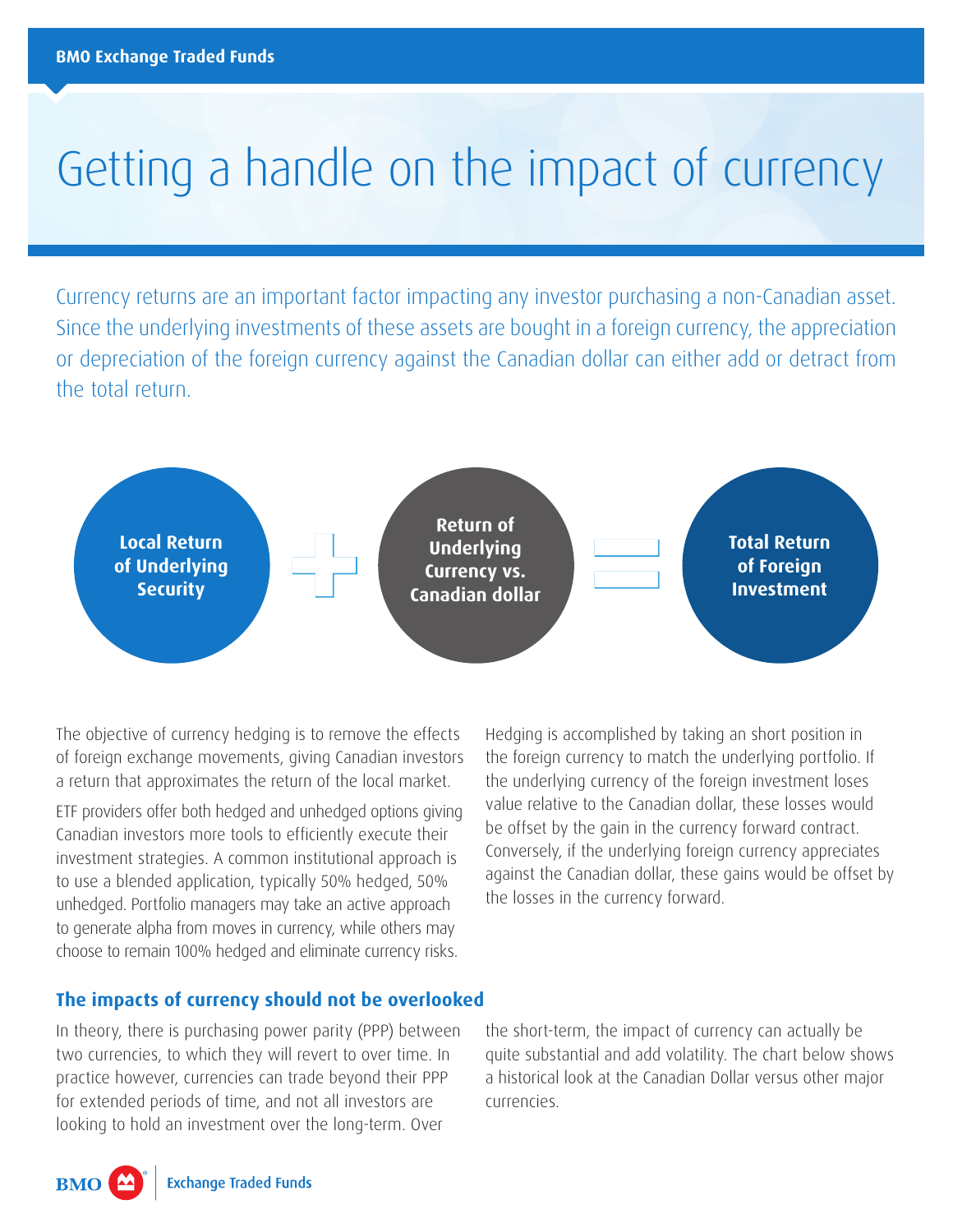# Getting a handle on the impact of currency

Currency returns are an important factor impacting any investor purchasing a non-Canadian asset. Since the underlying investments of these assets are bought in a foreign currency, the appreciation or depreciation of the foreign currency against the Canadian dollar can either add or detract from the total return.

**Local Return of Underlying Security** + **Return of Underlying Currency vs. Canadian dollar** = **Total Return of Foreign Investment**

The objective of currency hedging is to remove the effects of foreign exchange movements, giving Canadian investors a return that approximates the return of the local market.

ETF providers offer both hedged and unhedged options giving Canadian investors more tools to efficiently execute their investment strategies. A common institutional approach is to use a blended application, typically 50% hedged, 50% unhedged. Portfolio managers may take an active approach to generate alpha from moves in currency, while others may choose to remain 100% hedged and eliminate currency risks.

Hedging is accomplished by taking an short position in the foreign currency to match the underlying portfolio. If the underlying currency of the foreign investment loses value relative to the Canadian dollar, these losses would be offset by the gain in the currency forward contract. Conversely, if the underlying foreign currency appreciates against the Canadian dollar, these gains would be offset by the losses in the currency forward.

## The impacts of currency should not be overlooked

In theory, there is purchasing power parity (PPP) between two currencies, to which they will revert to over time. In practice however, currencies can trade beyond their PPP for extended periods of time, and not all investors are looking to hold an investment over the long-term. Over the short-term, the impact of currency can actually be quite substantial and add volatility. The chart below shows a historical look at the Canadian Dollar versus other major currencies.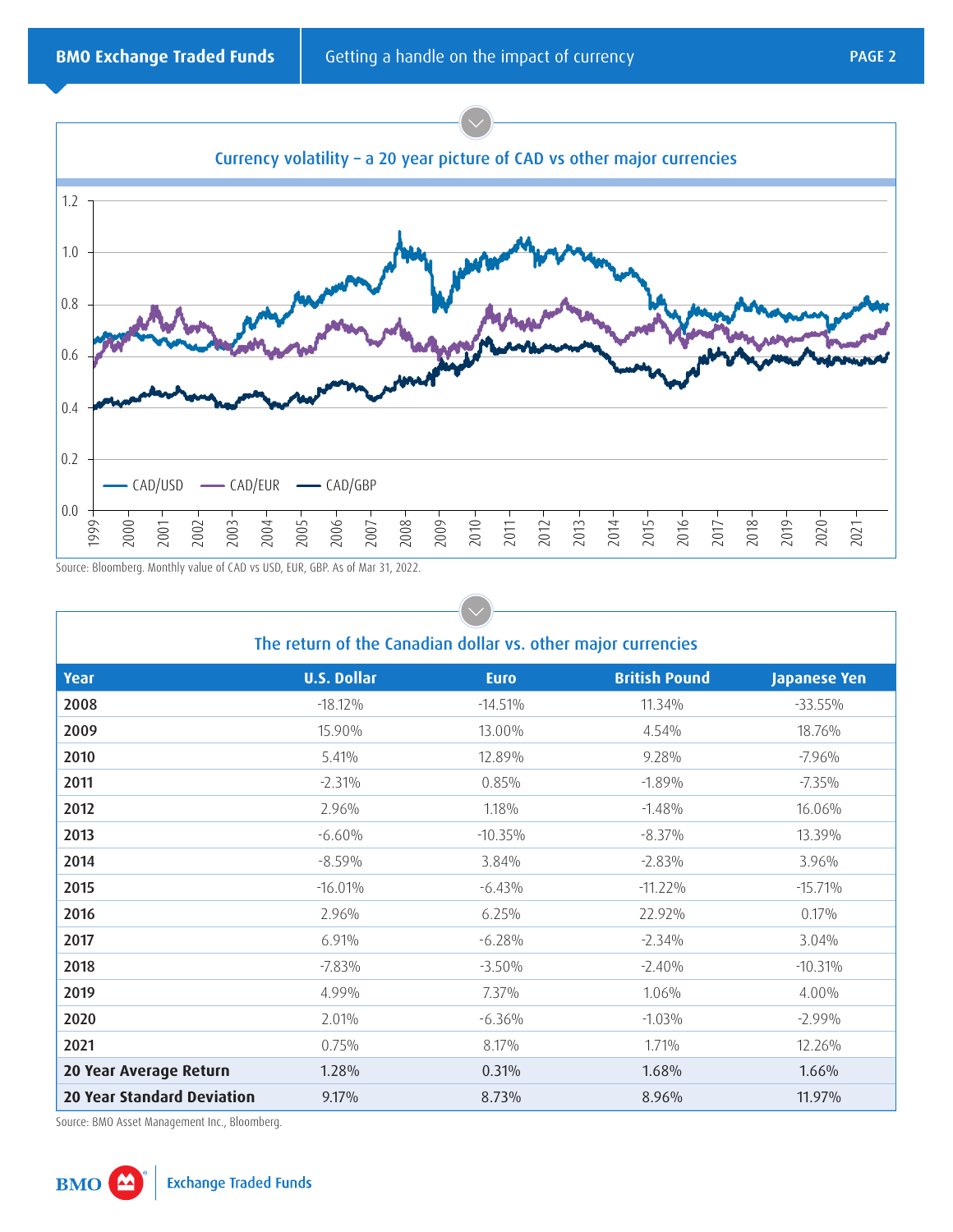### Currency volatility – a 20 year picture of CAD vs other major currencies

Source: Bloomberg. Monthly value of CAD vs USD, EUR, GBP. As of Mar 31, 2022.

### The return of the Canadian dollar vs. other major currencies

| Year | U.S. Dollar | Euro | British Pound | Japanese Yen |
|---|---|---|---|---|
| **2008** | -18.12% | -14.51% | 11.34% | -33.55% |
| **2009** | 15.90% | 13.00% | 4.54% | 18.76% |
| **2010** | 5.41% | 12.89% | 9.28% | -7.96% |
| **2011** | -2.31% | 0.85% | -1.89% | -7.35% |
| **2012** | 2.96% | 1.18% | -1.48% | 16.06% |
| **2013** | -6.60% | -10.35% | -8.37% | 13.39% |
| **2014** | -8.59% | 3.84% | -2.83% | 3.96% |
| **2015** | -16.01% | -6.43% | -11.22% | -15.71% |
| **2016** | 2.96% | 6.25% | 22.92% | 0.17% |
| **2017** | 6.91% | -6.28% | -2.34% | 3.04% |
| **2018** | -7.83% | -3.50% | -2.40% | -10.31% |
| **2019** | 4.99% | 7.37% | 1.06% | 4.00% |
| **2020** | 2.01% | -6.36% | -1.03% | -2.99% |
| **2021** | 0.75% | 8.17% | 1.71% | 12.26% |
| **20 Year Average Return** | 1.28% | 0.31% | 1.68% | 1.66% |
| **20 Year Standard Deviation** | 9.17% | 8.73% | 8.96% | 11.97% |

Source: BMO Asset Management Inc., Bloomberg.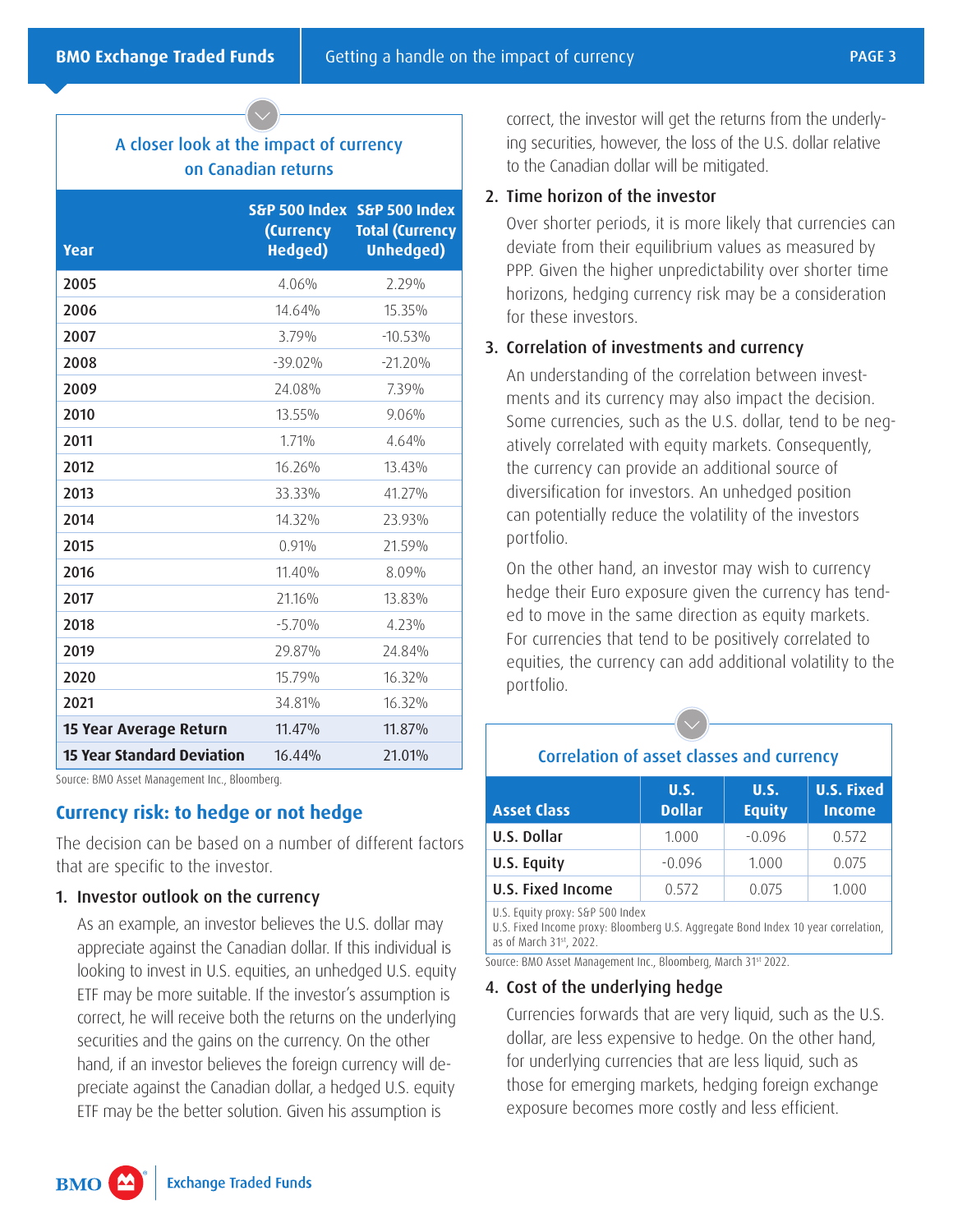### A closer look at the impact of currency on Canadian returns

| Year | S&P 500 Index (Currency Hedged) | S&P 500 Index Total (Currency Unhedged) |
|---|---|---|
| 2005 | 4.06% | 2.29% |
| 2006 | 14.64% | 15.35% |
| 2007 | 3.79% | -10.53% |
| 2008 | -39.02% | -21.20% |
| 2009 | 24.08% | 7.39% |
| 2010 | 13.55% | 9.06% |
| 2011 | 1.71% | 4.64% |
| 2012 | 16.26% | 13.43% |
| 2013 | 33.33% | 41.27% |
| 2014 | 14.32% | 23.93% |
| 2015 | 0.91% | 21.59% |
| 2016 | 11.40% | 8.09% |
| 2017 | 21.16% | 13.83% |
| 2018 | -5.70% | 4.23% |
| 2019 | 29.87% | 24.84% |
| 2020 | 15.79% | 16.32% |
| 2021 | 34.81% | 16.32% |
| **15 Year Average Return** | 11.47% | 11.87% |
| **15 Year Standard Deviation** | 16.44% | 21.01% |

Source: BMO Asset Management Inc., Bloomberg.

## Currency risk: to hedge or not hedge

The decision can be based on a number of different factors that are specific to the investor.

1. **Investor outlook on the currency**

   As an example, an investor believes the U.S. dollar may appreciate against the Canadian dollar. If this individual is looking to invest in U.S. equities, an unhedged U.S. equity ETF may be more suitable. If the investor's assumption is correct, he will receive both the returns on the underlying securities and the gains on the currency. On the other hand, if an investor believes the foreign currency will depreciate against the Canadian dollar, a hedged U.S. equity ETF may be the better solution. Given his assumption is correct, the investor will get the returns from the underlying securities, however, the loss of the U.S. dollar relative to the Canadian dollar will be mitigated.

2. **Time horizon of the investor**

   Over shorter periods, it is more likely that currencies can deviate from their equilibrium values as measured by PPP. Given the higher unpredictability over shorter time horizons, hedging currency risk may be a consideration for these investors.

3. **Correlation of investments and currency**

   An understanding of the correlation between investments and its currency may also impact the decision. Some currencies, such as the U.S. dollar, tend to be negatively correlated with equity markets. Consequently, the currency can provide an additional source of diversification for investors. An unhedged position can potentially reduce the volatility of the investors portfolio.

   On the other hand, an investor may wish to currency hedge their Euro exposure given the currency has tended to move in the same direction as equity markets. For currencies that tend to be positively correlated to equities, the currency can add additional volatility to the portfolio.

### Correlation of asset classes and currency

| Asset Class | U.S. Dollar | U.S. Equity | U.S. Fixed Income |
|---|---|---|---|
| U.S. Dollar | 1.000 | -0.096 | 0.572 |
| U.S. Equity | -0.096 | 1.000 | 0.075 |
| U.S. Fixed Income | 0.572 | 0.075 | 1.000 |

U.S. Equity proxy: S&P 500 Index
U.S. Fixed Income proxy: Bloomberg U.S. Aggregate Bond Index 10 year correlation, as of March 31st, 2022.

Source: BMO Asset Management Inc., Bloomberg, March 31st 2022.

4. **Cost of the underlying hedge**

   Currencies forwards that are very liquid, such as the U.S. dollar, are less expensive to hedge. On the other hand, for underlying currencies that are less liquid, such as those for emerging markets, hedging foreign exchange exposure becomes more costly and less efficient.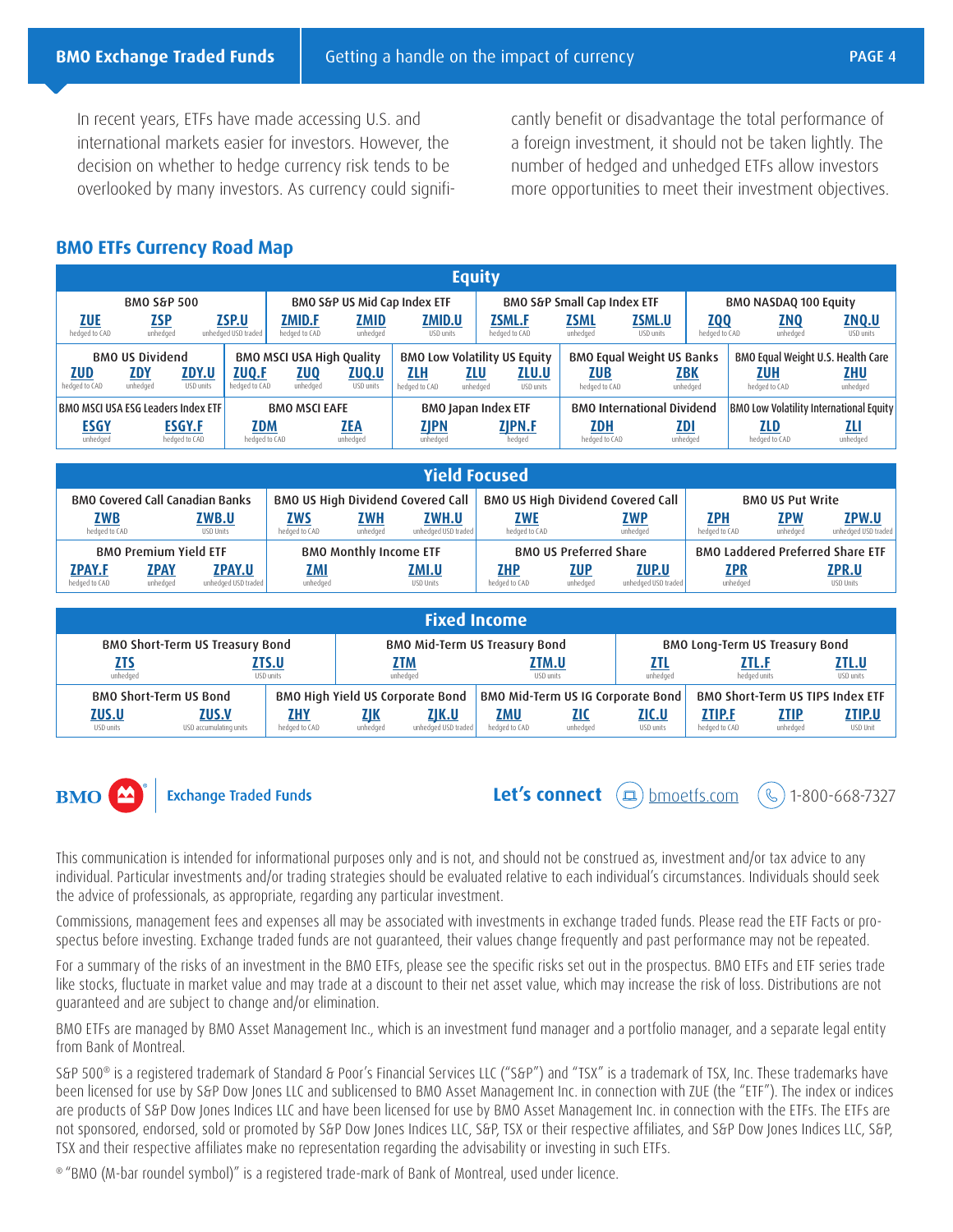In recent years, ETFs have made accessing U.S. and international markets easier for investors. However, the decision on whether to hedge currency risk tends to be overlooked by many investors. As currency could significantly benefit or disadvantage the total performance of a foreign investment, it should not be taken lightly. The number of hedged and unhedged ETFs allow investors more opportunities to meet their investment objectives.

## BMO ETFs Currency Road Map

### Equity

- **BMO S&P 500**: ZUE (hedged to CAD), ZSP (unhedged), ZSP.U (unhedged USD traded)
- **BMO S&P US Mid Cap Index ETF**: ZMID.F (hedged to CAD), ZMID (unhedged), ZMID.U (USD units)
- **BMO S&P Small Cap Index ETF**: ZSML.F (hedged to CAD), ZSML (unhedged), ZSML.U (USD units)
- **BMO NASDAQ 100 Equity**: ZQQ (hedged to CAD), ZNQ (unhedged), ZNQ.U (USD units)
- **BMO US Dividend**: ZUD (hedged to CAD), ZDY (unhedged), ZDY.U (USD units)
- **BMO MSCI USA High Quality**: ZUQ.F (hedged to CAD), ZUQ (unhedged), ZUQ.U (USD units)
- **BMO Low Volatility US Equity**: ZLH (hedged to CAD), ZLU (unhedged), ZLU.U (USD units)
- **BMO Equal Weight US Banks**: ZUB (hedged to CAD), ZBK (unhedged)
- **BMO Equal Weight U.S. Health Care**: ZUH (hedged to CAD), ZHU (unhedged)
- **BMO MSCI USA ESG Leaders Index ETF**: ESGY (unhedged), ESGY.F (hedged to CAD)
- **BMO MSCI EAFE**: ZDM (hedged to CAD), ZEA (unhedged)
- **BMO Japan Index ETF**: ZJPN (unhedged), ZJPN.F (hedged)
- **BMO International Dividend**: ZDH (hedged to CAD), ZDI (unhedged)
- **BMO Low Volatility International Equity**: ZLD (hedged to CAD), ZLI (unhedged)

### Yield Focused

- **BMO Covered Call Canadian Banks**: ZWB (hedged to CAD), ZWB.U (USD Units)
- **BMO US High Dividend Covered Call**: ZWS (hedged to CAD), ZWH (unhedged), ZWH.U (unhedged USD traded)
- **BMO US High Dividend Covered Call**: ZWE (hedged to CAD), ZWP (unhedged)
- **BMO US Put Write**: ZPH (hedged to CAD), ZPW (unhedged), ZPW.U (unhedged USD traded)
- **BMO Premium Yield ETF**: ZPAY.F (hedged to CAD), ZPAY (unhedged), ZPAY.U (unhedged USD traded)
- **BMO Monthly Income ETF**: ZMI (unhedged), ZMI.U (USD Units)
- **BMO US Preferred Share**: ZHP (hedged to CAD), ZUP (unhedged), ZUP.U (unhedged USD traded)
- **BMO Laddered Preferred Share ETF**: ZPR (unhedged), ZPR.U (USD Units)

### Fixed Income

- **BMO Short-Term US Treasury Bond**: ZTS (unhedged), ZTS.U (USD units)
- **BMO Mid-Term US Treasury Bond**: ZTM (unhedged), ZTM.U (USD units)
- **BMO Long-Term US Treasury Bond**: ZTL (unhedged), ZTL.F (hedged units), ZTL.U (USD units)
- **BMO Short-Term US Bond**: ZUS.U (USD units), ZUS.V (USD accumulating units)
- **BMO High Yield US Corporate Bond**: ZHY (hedged to CAD), ZJK (unhedged), ZJK.U (unhedged USD traded)
- **BMO Mid-Term US IG Corporate Bond**: ZMU (hedged to CAD), ZIC (unhedged), ZIC.U (USD units)
- **BMO Short-Term US TIPS Index ETF**: ZTIP.F (hedged to CAD), ZTIP (unhedged), ZTIP.U (USD Unit)

BMO Exchange Traded Funds

**Let's connect** bmoetfs.com 1-800-668-7327

This communication is intended for informational purposes only and is not, and should not be construed as, investment and/or tax advice to any individual. Particular investments and/or trading strategies should be evaluated relative to each individual's circumstances. Individuals should seek the advice of professionals, as appropriate, regarding any particular investment.

Commissions, management fees and expenses all may be associated with investments in exchange traded funds. Please read the ETF Facts or prospectus before investing. Exchange traded funds are not guaranteed, their values change frequently and past performance may not be repeated.

For a summary of the risks of an investment in the BMO ETFs, please see the specific risks set out in the prospectus. BMO ETFs and ETF series trade like stocks, fluctuate in market value and may trade at a discount to their net asset value, which may increase the risk of loss. Distributions are not guaranteed and are subject to change and/or elimination.

BMO ETFs are managed by BMO Asset Management Inc., which is an investment fund manager and a portfolio manager, and a separate legal entity from Bank of Montreal.

S&P 500® is a registered trademark of Standard & Poor's Financial Services LLC ("S&P") and "TSX" is a trademark of TSX, Inc. These trademarks have been licensed for use by S&P Dow Jones LLC and sublicensed to BMO Asset Management Inc. in connection with ZUE (the "ETF"). The index or indices are products of S&P Dow Jones Indices LLC and have been licensed for use by BMO Asset Management Inc. in connection with the ETFs. The ETFs are not sponsored, endorsed, sold or promoted by S&P Dow Jones Indices LLC, S&P, TSX or their respective affiliates, and S&P Dow Jones Indices LLC, S&P, TSX and their respective affiliates make no representation regarding the advisability or investing in such ETFs.

® "BMO (M-bar roundel symbol)" is a registered trade-mark of Bank of Montreal, used under licence.